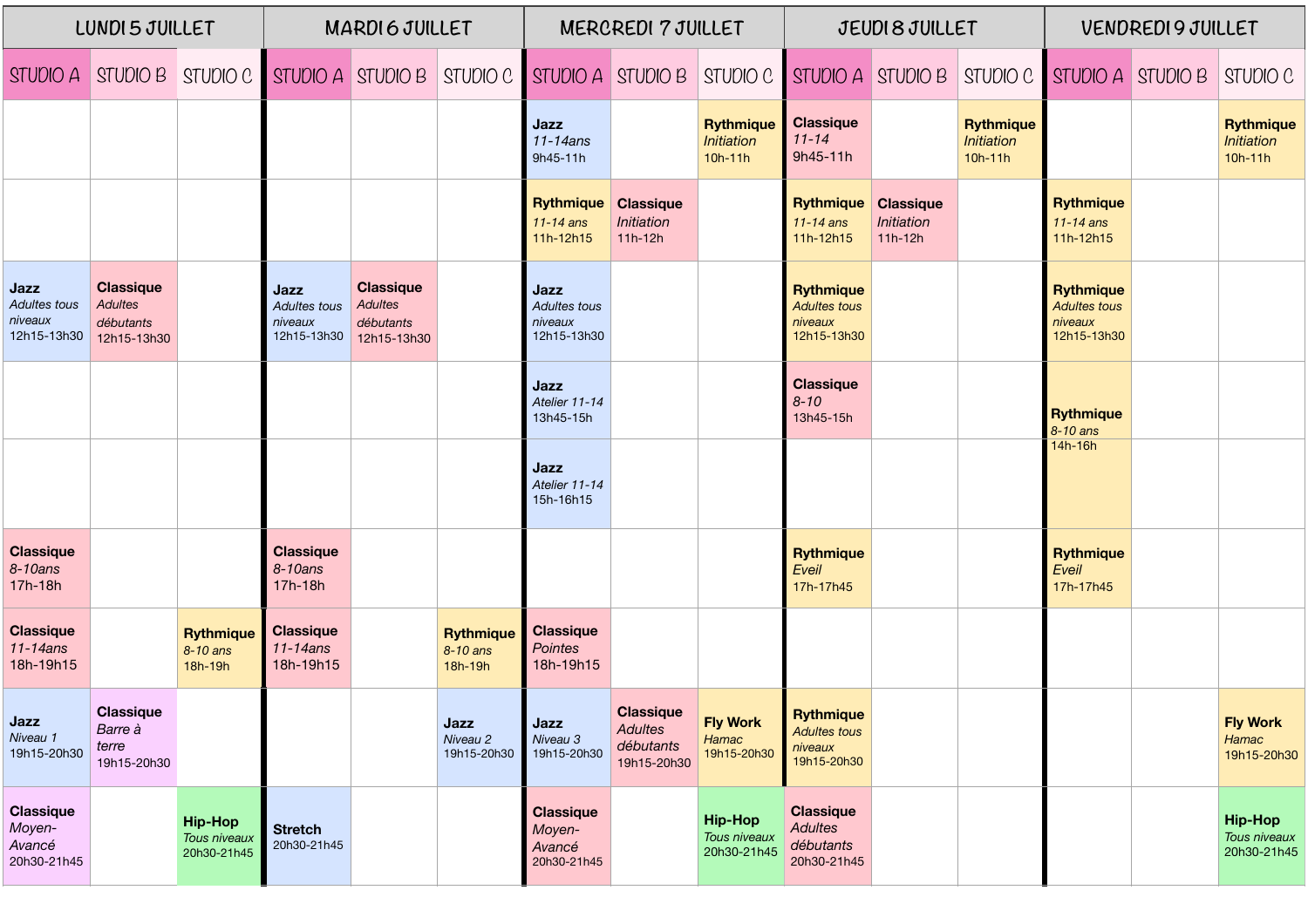| LUNDI 5 JUILLET | | | MARDI 6 JUILLET | | | MERCREDI 7 JUILLET | | | JEUDI 8 JUILLET | | | VENDREDI 9 JUILLET | | |
|---|---|---|---|---|---|---|---|---|---|---|---|---|---|---|
| STUDIO A | STUDIO B | STUDIO C | STUDIO A | STUDIO B | STUDIO C | STUDIO A | STUDIO B | STUDIO C | STUDIO A | STUDIO B | STUDIO C | STUDIO A | STUDIO B | STUDIO C |
| | | | | | | **Jazz** *11-14ans* 9h45-11h | | **Rythmique** *Initiation* 10h-11h | **Classique** *11-14* 9h45-11h | | **Rythmique** *Initiation* 10h-11h | | | **Rythmique** *Initiation* 10h-11h |
| | | | | | | **Rythmique** *11-14 ans* 11h-12h15 | **Classique** *Initiation* 11h-12h | | **Rythmique** *11-14 ans* 11h-12h15 | **Classique** *Initiation* 11h-12h | | **Rythmique** *11-14 ans* 11h-12h15 | | |
| **Jazz** *Adultes tous niveaux* 12h15-13h30 | **Classique** *Adultes débutants* 12h15-13h30 | | **Jazz** *Adultes tous niveaux* 12h15-13h30 | **Classique** *Adultes débutants* 12h15-13h30 | | **Jazz** *Adultes tous niveaux* 12h15-13h30 | | | **Rythmique** *Adultes tous niveaux* 12h15-13h30 | | | **Rythmique** *Adultes tous niveaux* 12h15-13h30 | | |
| | | | | | | **Jazz** *Atelier 11-14* 13h45-15h | | | **Classique** *8-10* 13h45-15h | | | **Rythmique** *8-10 ans* 14h-16h | | |
| | | | | | | **Jazz** *Atelier 11-14* 15h-16h15 | | | | | | | | |
| **Classique** *8-10ans* 17h-18h | | | **Classique** *8-10ans* 17h-18h | | | | | | **Rythmique** *Eveil* 17h-17h45 | | | **Rythmique** *Eveil* 17h-17h45 | | |
| **Classique** *11-14ans* 18h-19h15 | | **Rythmique** *8-10 ans* 18h-19h | **Classique** *11-14ans* 18h-19h15 | | **Rythmique** *8-10 ans* 18h-19h | **Classique** *Pointes* 18h-19h15 | | | | | | | | |
| **Jazz** *Niveau 1* 19h15-20h30 | **Classique** *Barre à terre* 19h15-20h30 | | | | **Jazz** *Niveau 2* 19h15-20h30 | **Jazz** *Niveau 3* 19h15-20h30 | **Classique** *Adultes débutants* 19h15-20h30 | **Fly Work** *Hamac* 19h15-20h30 | **Rythmique** *Adultes tous niveaux* 19h15-20h30 | | | | | **Fly Work** *Hamac* 19h15-20h30 |
| **Classique** *Moyen-Avancé* 20h30-21h45 | | **Hip-Hop** *Tous niveaux* 20h30-21h45 | **Stretch** 20h30-21h45 | | | **Classique** *Moyen-Avancé* 20h30-21h45 | | **Hip-Hop** *Tous niveaux* 20h30-21h45 | **Classique** *Adultes débutants* 20h30-21h45 | | | | | **Hip-Hop** *Tous niveaux* 20h30-21h45 |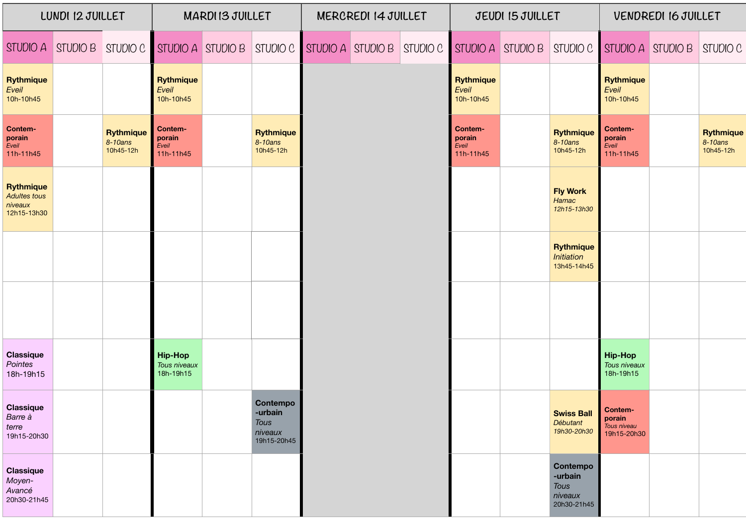| LUNDI 12 JUILLET | | | MARDI 13 JUILLET | | | MERCREDI 14 JUILLET | | | JEUDI 15 JUILLET | | | VENDREDI 16 JUILLET | | |
|---|---|---|---|---|---|---|---|---|---|---|---|---|---|---|
| STUDIO A | STUDIO B | STUDIO C | STUDIO A | STUDIO B | STUDIO C | STUDIO A | STUDIO B | STUDIO C | STUDIO A | STUDIO B | STUDIO C | STUDIO A | STUDIO B | STUDIO C |
| **Rythmique** *Eveil* 10h-10h45 | | | **Rythmique** *Eveil* 10h-10h45 | | | | | | **Rythmique** *Eveil* 10h-10h45 | | | **Rythmique** *Eveil* 10h-10h45 | | |
| **Contem-porain** *Eveil* 11h-11h45 | | **Rythmique** *8-10ans* 10h45-12h | **Contem-porain** *Eveil* 11h-11h45 | | **Rythmique** *8-10ans* 10h45-12h | | | | **Contem-porain** *Eveil* 11h-11h45 | | **Rythmique** *8-10ans* 10h45-12h | **Contem-porain** *Eveil* 11h-11h45 | | **Rythmique** *8-10ans* 10h45-12h |
| **Rythmique** *Adultes tous niveaux* 12h15-13h30 | | | | | | | | | | | **Fly Work** *Hamac* *12h15-13h30* | | | |
| | | | | | | | | | | | **Rythmique** *Initiation* 13h45-14h45 | | | |
| | | | | | | | | | | | | | | |
| **Classique** *Pointes* 18h-19h15 | | | **Hip-Hop** *Tous niveaux* 18h-19h15 | | | | | | | | | **Hip-Hop** *Tous niveaux* 18h-19h15 | | |
| **Classique** *Barre à terre* 19h15-20h30 | | | | | **Contempo-urbain** *Tous niveaux* 19h15-20h45 | | | | | | **Swiss Ball** *Débutant* *19h30-20h30* | **Contem-porain** *Tous niveau* 19h15-20h30 | | |
| **Classique** *Moyen-Avancé* 20h30-21h45 | | | | | | | | | | | **Contempo-urbain** *Tous niveaux* 20h30-21h45 | | | |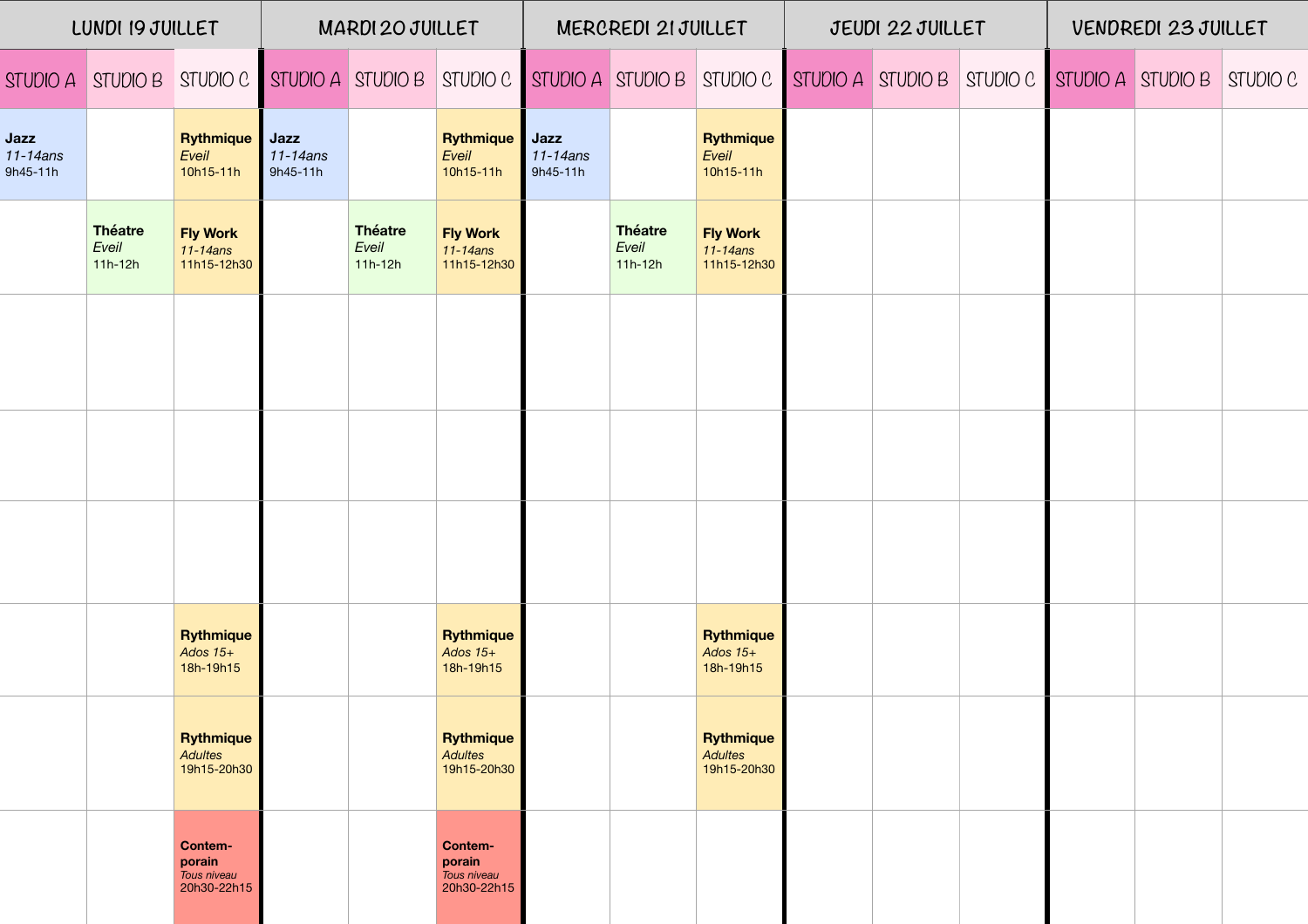| LUNDI 19 JUILLET | | | MARDI 20 JUILLET | | | MERCREDI 21 JUILLET | | | JEUDI 22 JUILLET | | | VENDREDI 23 JUILLET | | |
|---|---|---|---|---|---|---|---|---|---|---|---|---|---|---|
| STUDIO A | STUDIO B | STUDIO C | STUDIO A | STUDIO B | STUDIO C | STUDIO A | STUDIO B | STUDIO C | STUDIO A | STUDIO B | STUDIO C | STUDIO A | STUDIO B | STUDIO C |
| **Jazz** *11-14ans* 9h45-11h | | **Rythmique** *Eveil* 10h15-11h | **Jazz** *11-14ans* 9h45-11h | | **Rythmique** *Eveil* 10h15-11h | **Jazz** *11-14ans* 9h45-11h | | **Rythmique** *Eveil* 10h15-11h | | | | | | |
| | **Théatre** *Eveil* 11h-12h | **Fly Work** *11-14ans* 11h15-12h30 | | **Théatre** *Eveil* 11h-12h | **Fly Work** *11-14ans* 11h15-12h30 | | **Théatre** *Eveil* 11h-12h | **Fly Work** *11-14ans* 11h15-12h30 | | | | | | |
| | | | | | | | | | | | | | | |
| | | | | | | | | | | | | | | |
| | | | | | | | | | | | | | | |
| | | **Rythmique** *Ados 15+* 18h-19h15 | | | **Rythmique** *Ados 15+* 18h-19h15 | | | **Rythmique** *Ados 15+* 18h-19h15 | | | | | | |
| | | **Rythmique** *Adultes* 19h15-20h30 | | | **Rythmique** *Adultes* 19h15-20h30 | | | **Rythmique** *Adultes* 19h15-20h30 | | | | | | |
| | | **Contem-porain** *Tous niveau* 20h30-22h15 | | | **Contem-porain** *Tous niveau* 20h30-22h15 | | | | | | | | | |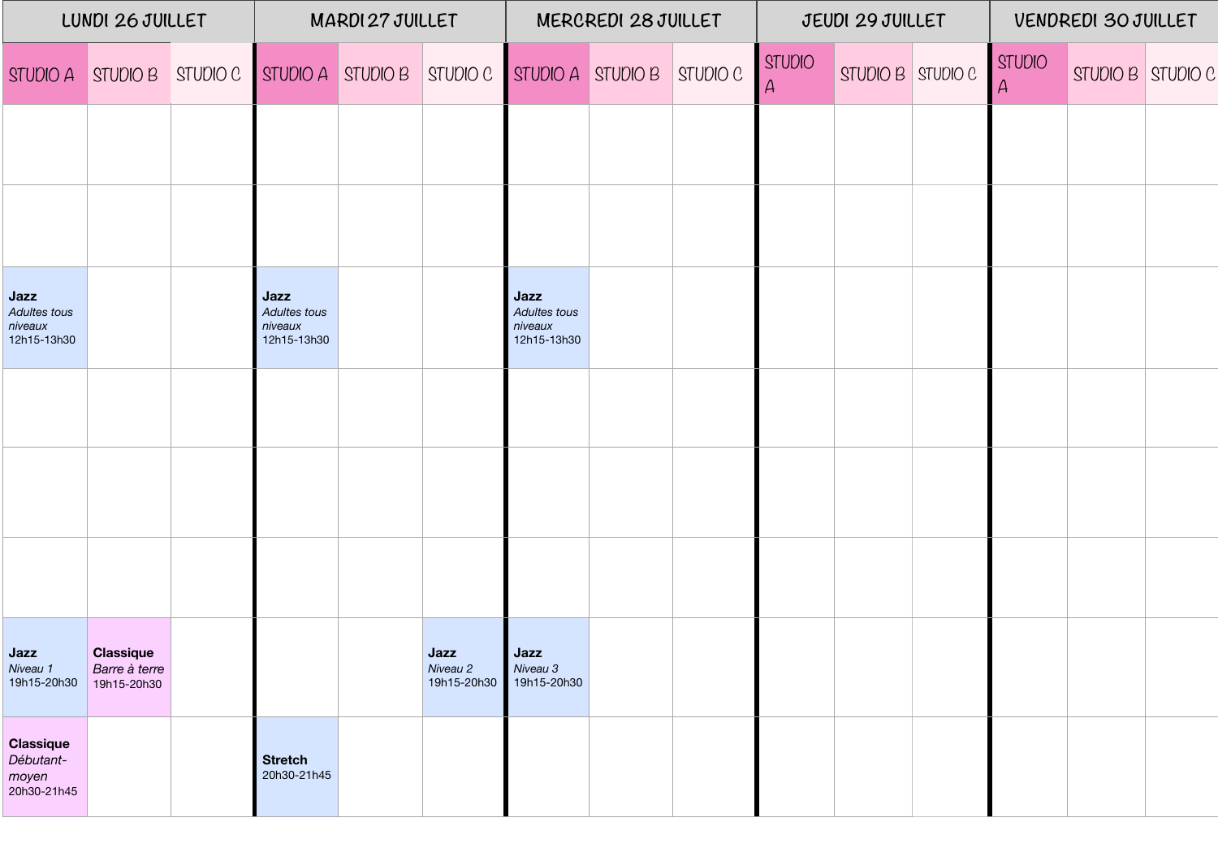| LUNDI 26 JUILLET | | | MARDI 27 JUILLET | | | MERCREDI 28 JUILLET | | | JEUDI 29 JUILLET | | | VENDREDI 30 JUILLET | | |
|---|---|---|---|---|---|---|---|---|---|---|---|---|---|---|
| STUDIO A | STUDIO B | STUDIO C | STUDIO A | STUDIO B | STUDIO C | STUDIO A | STUDIO B | STUDIO C | STUDIO A | STUDIO B | STUDIO C | STUDIO A | STUDIO B | STUDIO C |
| | | | | | | | | | | | | | | |
| | | | | | | | | | | | | | | |
| **Jazz** *Adultes tous niveaux* 12h15-13h30 | | | **Jazz** *Adultes tous niveaux* 12h15-13h30 | | | **Jazz** *Adultes tous niveaux* 12h15-13h30 | | | | | | | | |
| | | | | | | | | | | | | | | |
| | | | | | | | | | | | | | | |
| | | | | | | | | | | | | | | |
| **Jazz** *Niveau 1* 19h15-20h30 | **Classique** *Barre à terre* 19h15-20h30 | | | | **Jazz** *Niveau 2* 19h15-20h30 | **Jazz** *Niveau 3* 19h15-20h30 | | | | | | | | |
| **Classique** *Débutant-moyen* 20h30-21h45 | | | **Stretch** 20h30-21h45 | | | | | | | | | | | |